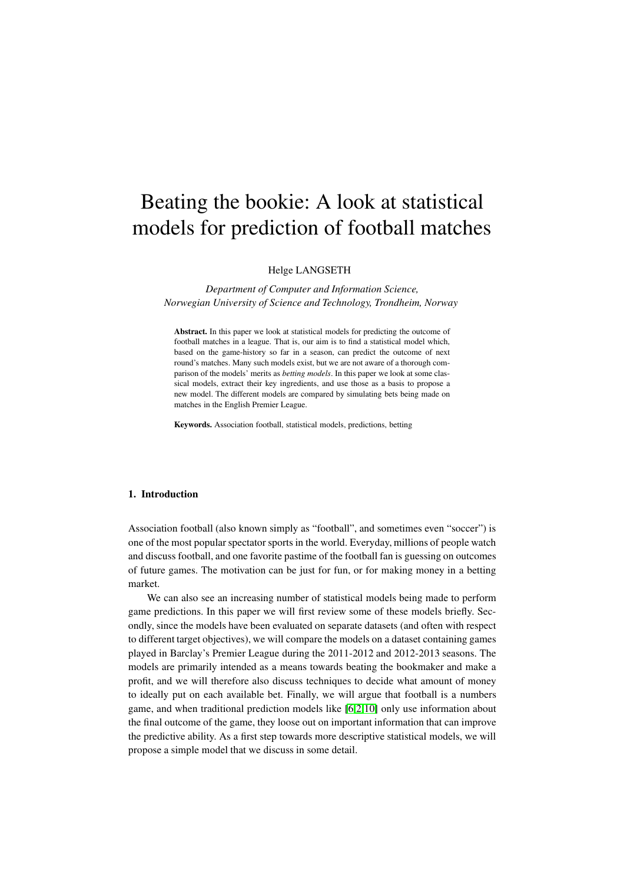# Beating the bookie: A look at statistical models for prediction of football matches

Helge LANGSETH

*Department of Computer and Information Science, Norwegian University of Science and Technology, Trondheim, Norway*

**Abstract.** In this paper we look at statistical models for predicting the outcome of football matches in a league. That is, our aim is to find a statistical model which, based on the game-history so far in a season, can predict the outcome of next round's matches. Many such models exist, but we are not aware of a thorough comparison of the models' merits as *betting models*. In this paper we look at some classical models, extract their key ingredients, and use those as a basis to propose a new model. The different models are compared by simulating bets being made on matches in the English Premier League.

**Keywords.** Association football, statistical models, predictions, betting

## 1. Introduction

Association football (also known simply as "football", and sometimes even "soccer") is one of the most popular spectator sports in the world. Everyday, millions of people watch and discuss football, and one favorite pastime of the football fan is guessing on outcomes of future games. The motivation can be just for fun, or for making money in a betting market.

We can also see an increasing number of statistical models being made to perform game predictions. In this paper we will first review some of these models briefly. Secondly, since the models have been evaluated on separate datasets (and often with respect to different target objectives), we will compare the models on a dataset containing games played in Barclay's Premier League during the 2011-2012 and 2012-2013 seasons. The models are primarily intended as a means towards beating the bookmaker and make a profit, and we will therefore also discuss techniques to decide what amount of money to ideally put on each available bet. Finally, we will argue that football is a numbers game, and when traditional prediction models like [6,2,10] only use information about the final outcome of the game, they loose out on important information that can improve the predictive ability. As a first step towards more descriptive statistical models, we will propose a simple model that we discuss in some detail.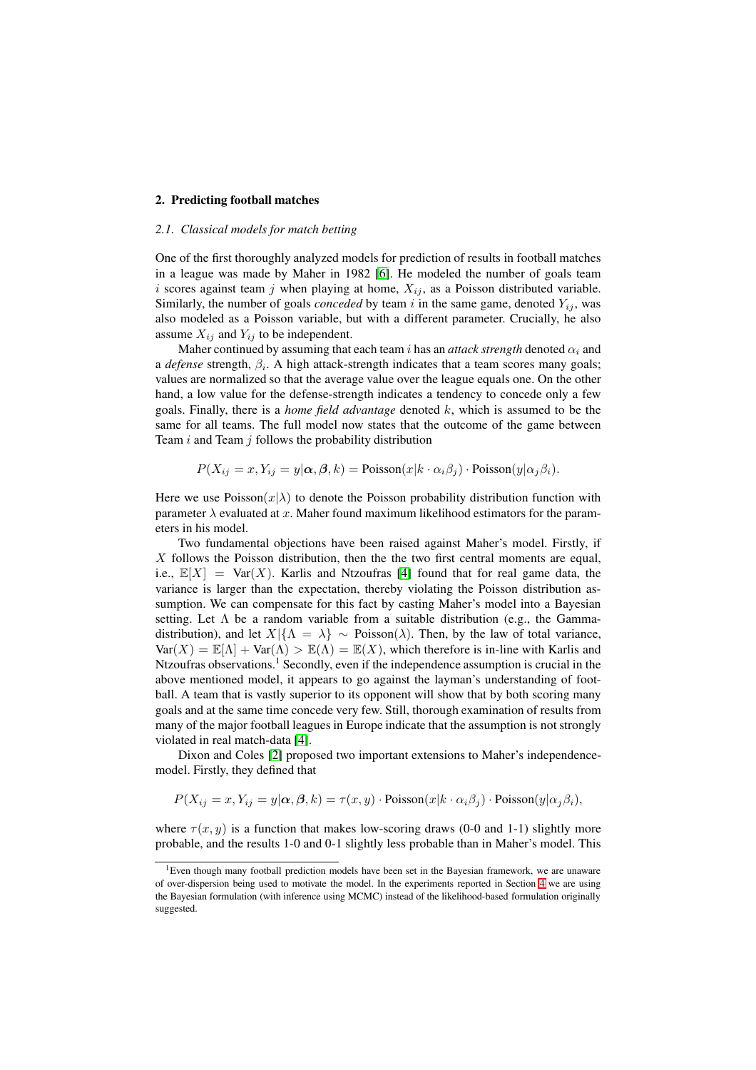## 2. Predicting football matches

### *2.1. Classical models for match betting*

One of the first thoroughly analyzed models for prediction of results in football matches in a league was made by Maher in 1982 [6]. He modeled the number of goals team $i$ scores against team $j$ when playing at home, $X_{ij}$, as a Poisson distributed variable. Similarly, the number of goals *conceded* by team $i$ in the same game, denoted $Y_{ij}$, was also modeled as a Poisson variable, but with a different parameter. Crucially, he also assume $X_{ij}$ and $Y_{ij}$ to be independent.

Maher continued by assuming that each team $i$ has an *attack strength* denoted $\alpha_i$ and a *defense* strength, $\beta_i$. A high attack-strength indicates that a team scores many goals; values are normalized so that the average value over the league equals one. On the other hand, a low value for the defense-strength indicates a tendency to concede only a few goals. Finally, there is a *home field advantage* denoted $k$, which is assumed to be the same for all teams. The full model now states that the outcome of the game between Team $i$ and Team $j$ follows the probability distribution

$$P(X_{ij} = x, Y_{ij} = y|\boldsymbol{\alpha}, \boldsymbol{\beta}, k) = \text{Poisson}(x|k \cdot \alpha_i\beta_j) \cdot \text{Poisson}(y|\alpha_j\beta_i).$$

Here we use $\text{Poisson}(x|\lambda)$ to denote the Poisson probability distribution function with parameter $\lambda$ evaluated at $x$. Maher found maximum likelihood estimators for the parameters in his model.

Two fundamental objections have been raised against Maher's model. Firstly, if $X$ follows the Poisson distribution, then the the two first central moments are equal, i.e., $\mathbb{E}[X] = \text{Var}(X)$. Karlis and Ntzoufras [4] found that for real game data, the variance is larger than the expectation, thereby violating the Poisson distribution assumption. We can compensate for this fact by casting Maher's model into a Bayesian setting. Let $\Lambda$ be a random variable from a suitable distribution (e.g., the Gamma-distribution), and let $X|\{\Lambda = \lambda\} \sim \text{Poisson}(\lambda)$. Then, by the law of total variance, $\text{Var}(X) = \mathbb{E}[\Lambda] + \text{Var}(\Lambda) > \mathbb{E}(\Lambda) = \mathbb{E}(X)$, which therefore is in-line with Karlis and Ntzoufras observations.[1] Secondly, even if the independence assumption is crucial in the above mentioned model, it appears to go against the layman's understanding of football. A team that is vastly superior to its opponent will show that by both scoring many goals and at the same time concede very few. Still, thorough examination of results from many of the major football leagues in Europe indicate that the assumption is not strongly violated in real match-data [4].

Dixon and Coles [2] proposed two important extensions to Maher's independence-model. Firstly, they defined that

$$P(X_{ij} = x, Y_{ij} = y|\boldsymbol{\alpha}, \boldsymbol{\beta}, k) = \tau(x, y) \cdot \text{Poisson}(x|k \cdot \alpha_i\beta_j) \cdot \text{Poisson}(y|\alpha_j\beta_i),$$

where $\tau(x, y)$ is a function that makes low-scoring draws (0-0 and 1-1) slightly more probable, and the results 1-0 and 0-1 slightly less probable than in Maher's model. This

[1] Even though many football prediction models have been set in the Bayesian framework, we are unaware of over-dispersion being used to motivate the model. In the experiments reported in Section 4 we are using the Bayesian formulation (with inference using MCMC) instead of the likelihood-based formulation originally suggested.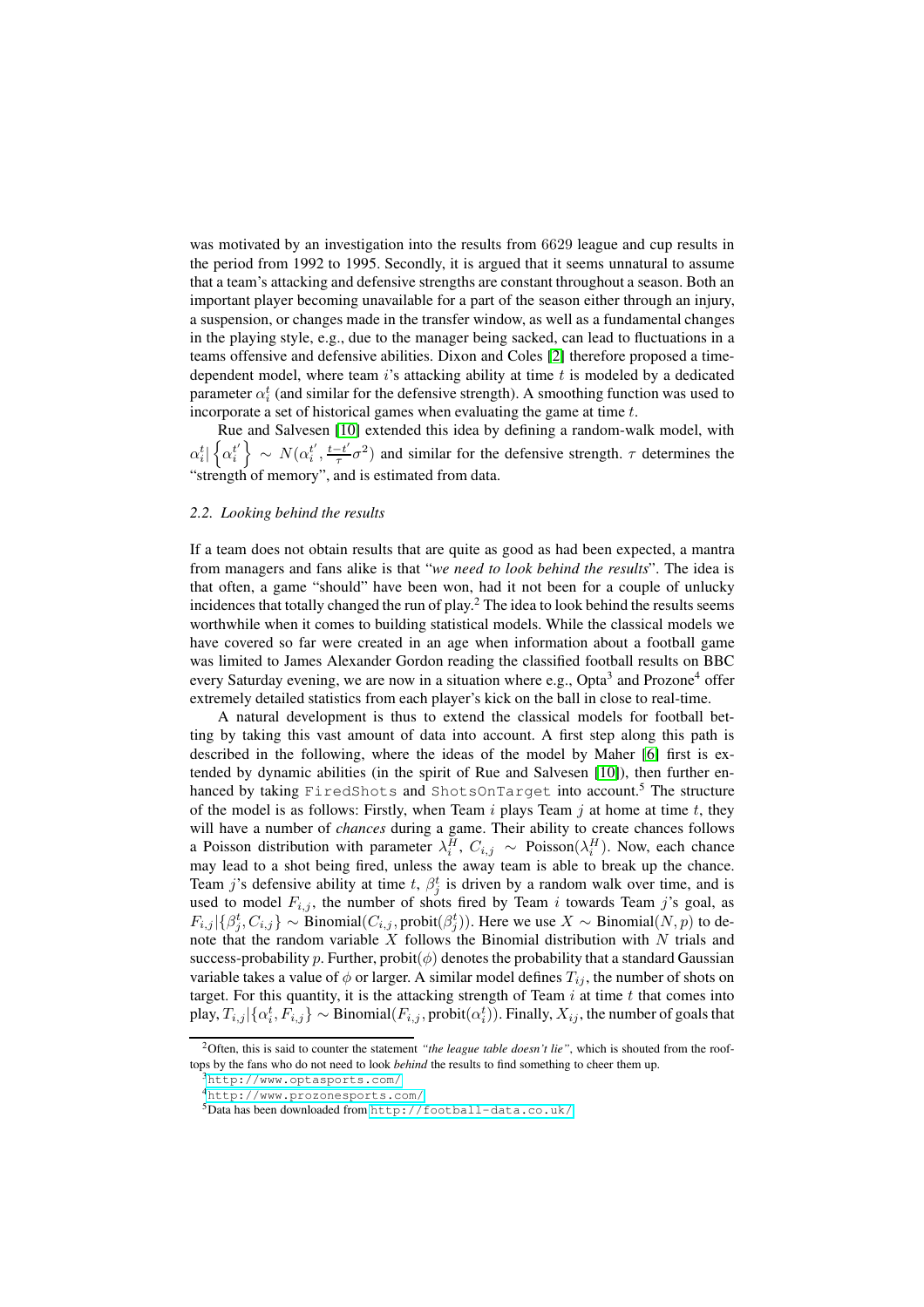was motivated by an investigation into the results from 6629 league and cup results in the period from 1992 to 1995. Secondly, it is argued that it seems unnatural to assume that a team's attacking and defensive strengths are constant throughout a season. Both an important player becoming unavailable for a part of the season either through an injury, a suspension, or changes made in the transfer window, as well as a fundamental changes in the playing style, e.g., due to the manager being sacked, can lead to fluctuations in a teams offensive and defensive abilities. Dixon and Coles [2] therefore proposed a time-dependent model, where team $i$'s attacking ability at time $t$ is modeled by a dedicated parameter $\alpha_i^t$ (and similar for the defensive strength). A smoothing function was used to incorporate a set of historical games when evaluating the game at time $t$.

Rue and Salvesen [10] extended this idea by defining a random-walk model, with $\alpha_i^t | \left\{ \alpha_i^{t'} \right\} \sim N(\alpha_i^{t'}, \frac{t-t'}{\tau}\sigma^2)$ and similar for the defensive strength. $\tau$ determines the "strength of memory", and is estimated from data.

### 2.2. Looking behind the results

If a team does not obtain results that are quite as good as had been expected, a mantra from managers and fans alike is that "*we need to look behind the results*". The idea is that often, a game "should" have been won, had it not been for a couple of unlucky incidences that totally changed the run of play.[2] The idea to look behind the results seems worthwhile when it comes to building statistical models. While the classical models we have covered so far were created in an age when information about a football game was limited to James Alexander Gordon reading the classified football results on BBC every Saturday evening, we are now in a situation where e.g., Opta[3] and Prozone[4] offer extremely detailed statistics from each player's kick on the ball in close to real-time.

A natural development is thus to extend the classical models for football betting by taking this vast amount of data into account. A first step along this path is described in the following, where the ideas of the model by Maher [6] first is extended by dynamic abilities (in the spirit of Rue and Salvesen [10]), then further enhanced by taking `FiredShots` and `ShotsOnTarget` into account.[5] The structure of the model is as follows: Firstly, when Team $i$ plays Team $j$ at home at time $t$, they will have a number of *chances* during a game. Their ability to create chances follows a Poisson distribution with parameter $\lambda_i^H$, $C_{i,j} \sim \text{Poisson}(\lambda_i^H)$. Now, each chance may lead to a shot being fired, unless the away team is able to break up the chance. Team $j$'s defensive ability at time $t$, $\beta_j^t$ is driven by a random walk over time, and is used to model $F_{i,j}$, the number of shots fired by Team $i$ towards Team $j$'s goal, as $F_{i,j} | \{\beta_j^t, C_{i,j}\} \sim \text{Binomial}(C_{i,j}, \text{probit}(\beta_j^t))$. Here we use $X \sim \text{Binomial}(N, p)$ to denote that the random variable $X$ follows the Binomial distribution with $N$ trials and success-probability $p$. Further, $\text{probit}(\phi)$ denotes the probability that a standard Gaussian variable takes a value of $\phi$ or larger. A similar model defines $T_{ij}$, the number of shots on target. For this quantity, it is the attacking strength of Team $i$ at time $t$ that comes into play, $T_{i,j} | \{\alpha_i^t, F_{i,j}\} \sim \text{Binomial}(F_{i,j}, \text{probit}(\alpha_i^t))$. Finally, $X_{ij}$, the number of goals that

---

[2] Often, this is said to counter the statement *"the league table doesn't lie"*, which is shouted from the rooftops by the fans who do not need to look *behind* the results to find something to cheer them up.

[3] http://www.optasports.com/

[4] http://www.prozonesports.com/

[5] Data has been downloaded from http://football-data.co.uk/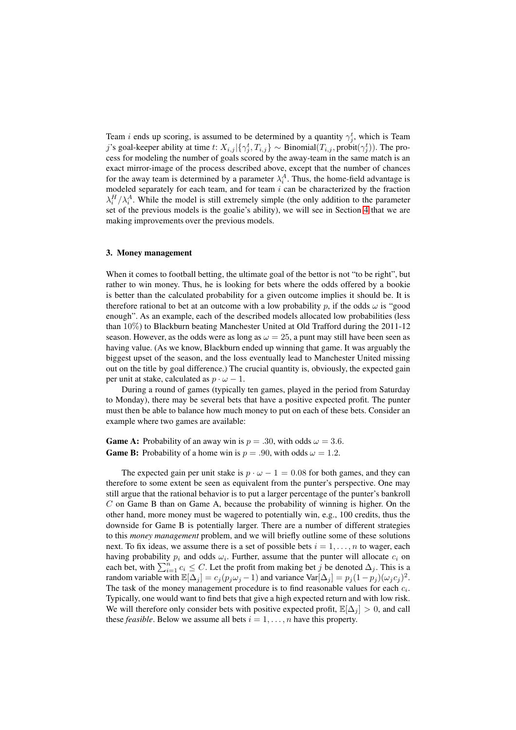Team $i$ ends up scoring, is assumed to be determined by a quantity $\gamma_j^t$, which is Team $j$'s goal-keeper ability at time $t$: $X_{i,j}|\{\gamma_j^t, T_{i,j}\} \sim \text{Binomial}(T_{i,j}, \text{probit}(\gamma_j^t))$. The process for modeling the number of goals scored by the away-team in the same match is an exact mirror-image of the process described above, except that the number of chances for the away team is determined by a parameter $\lambda_i^A$. Thus, the home-field advantage is modeled separately for each team, and for team $i$ can be characterized by the fraction $\lambda_i^H/\lambda_i^A$. While the model is still extremely simple (the only addition to the parameter set of the previous models is the goalie's ability), we will see in Section 4 that we are making improvements over the previous models.

## 3. Money management

When it comes to football betting, the ultimate goal of the bettor is not "to be right", but rather to win money. Thus, he is looking for bets where the odds offered by a bookie is better than the calculated probability for a given outcome implies it should be. It is therefore rational to bet at an outcome with a low probability $p$, if the odds $\omega$ is "good enough". As an example, each of the described models allocated low probabilities (less than 10%) to Blackburn beating Manchester United at Old Trafford during the 2011-12 season. However, as the odds were as long as $\omega = 25$, a punt may still have been seen as having value. (As we know, Blackburn ended up winning that game. It was arguably the biggest upset of the season, and the loss eventually lead to Manchester United missing out on the title by goal difference.) The crucial quantity is, obviously, the expected gain per unit at stake, calculated as $p \cdot \omega - 1$.

During a round of games (typically ten games, played in the period from Saturday to Monday), there may be several bets that have a positive expected profit. The punter must then be able to balance how much money to put on each of these bets. Consider an example where two games are available:

**Game A:** Probability of an away win is $p = .30$, with odds $\omega = 3.6$.
**Game B:** Probability of a home win is $p = .90$, with odds $\omega = 1.2$.

The expected gain per unit stake is $p \cdot \omega - 1 = 0.08$ for both games, and they can therefore to some extent be seen as equivalent from the punter's perspective. One may still argue that the rational behavior is to put a larger percentage of the punter's bankroll $C$ on Game B than on Game A, because the probability of winning is higher. On the other hand, more money must be wagered to potentially win, e.g., 100 credits, thus the downside for Game B is potentially larger. There are a number of different strategies to this *money management* problem, and we will briefly outline some of these solutions next. To fix ideas, we assume there is a set of possible bets $i = 1, \ldots, n$ to wager, each having probability $p_i$ and odds $\omega_i$. Further, assume that the punter will allocate $c_i$ on each bet, with $\sum_{i=1}^{n} c_i \leq C$. Let the profit from making bet $j$ be denoted $\Delta_j$. This is a random variable with $\mathbb{E}[\Delta_j] = c_j(p_j\omega_j - 1)$ and variance $\text{Var}[\Delta_j] = p_j(1-p_j)(\omega_j c_j)^2$. The task of the money management procedure is to find reasonable values for each $c_i$. Typically, one would want to find bets that give a high expected return and with low risk. We will therefore only consider bets with positive expected profit, $\mathbb{E}[\Delta_j] > 0$, and call these *feasible*. Below we assume all bets $i = 1, \ldots, n$ have this property.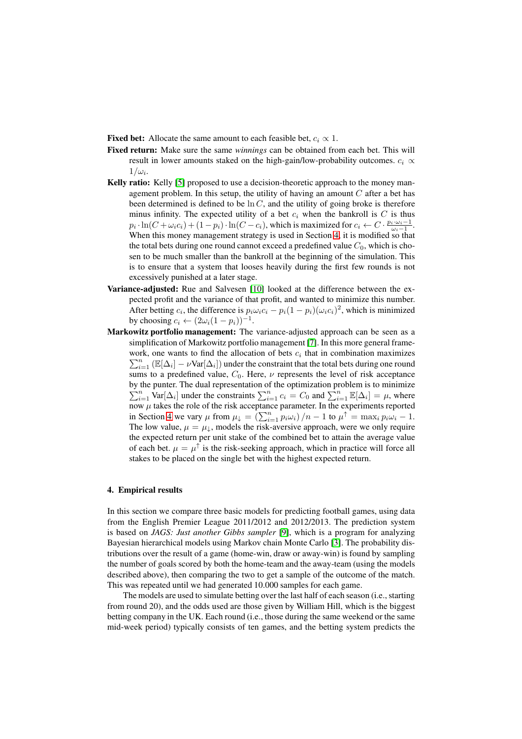**Fixed bet:** Allocate the same amount to each feasible bet, $c_i \propto 1$.

**Fixed return:** Make sure the same *winnings* can be obtained from each bet. This will result in lower amounts staked on the high-gain/low-probability outcomes. $c_i \propto 1/\omega_i$.

**Kelly ratio:** Kelly [5] proposed to use a decision-theoretic approach to the money management problem. In this setup, the utility of having an amount $C$ after a bet has been determined is defined to be $\ln C$, and the utility of going broke is therefore minus infinity. The expected utility of a bet $c_i$ when the bankroll is $C$ is thus $p_i \cdot \ln(C + \omega_i c_i) + (1 - p_i) \cdot \ln(C - c_i)$, which is maximized for $c_i \leftarrow C \cdot \frac{p_i \cdot \omega_i - 1}{\omega_i - 1}$. When this money management strategy is used in Section 4, it is modified so that the total bets during one round cannot exceed a predefined value $C_0$, which is chosen to be much smaller than the bankroll at the beginning of the simulation. This is to ensure that a system that looses heavily during the first few rounds is not excessively punished at a later stage.

**Variance-adjusted:** Rue and Salvesen [10] looked at the difference between the expected profit and the variance of that profit, and wanted to minimize this number. After betting $c_i$, the difference is $p_i \omega_i c_i - p_i(1 - p_i)(\omega_i c_i)^2$, which is minimized by choosing $c_i \leftarrow (2\omega_i(1 - p_i))^{-1}$.

**Markowitz portfolio management:** The variance-adjusted approach can be seen as a simplification of Markowitz portfolio management [7]. In this more general framework, one wants to find the allocation of bets $c_i$ that in combination maximizes $\sum_{i=1}^{n} \left(\mathbb{E}[\Delta_i] - \nu \text{Var}[\Delta_i]\right)$ under the constraint that the total bets during one round sums to a predefined value, $C_0$. Here, $\nu$ represents the level of risk acceptance by the punter. The dual representation of the optimization problem is to minimize $\sum_{i=1}^{n} \text{Var}[\Delta_i]$ under the constraints $\sum_{i=1}^{n} c_i = C_0$ and $\sum_{i=1}^{n} \mathbb{E}[\Delta_i] = \mu$, where now $\mu$ takes the role of the risk acceptance parameter. In the experiments reported in Section 4 we vary $\mu$ from $\mu_\downarrow = \left(\sum_{i=1}^{n} p_i \omega_i\right)/n - 1$ to $\mu^\uparrow = \max_i p_i \omega_i - 1$. The low value, $\mu = \mu_\downarrow$, models the risk-aversive approach, were we only require the expected return per unit stake of the combined bet to attain the average value of each bet. $\mu = \mu^\uparrow$ is the risk-seeking approach, which in practice will force all stakes to be placed on the single bet with the highest expected return.

## 4. Empirical results

In this section we compare three basic models for predicting football games, using data from the English Premier League 2011/2012 and 2012/2013. The prediction system is based on *JAGS: Just another Gibbs sampler* [9], which is a program for analyzing Bayesian hierarchical models using Markov chain Monte Carlo [3]. The probability distributions over the result of a game (home-win, draw or away-win) is found by sampling the number of goals scored by both the home-team and the away-team (using the models described above), then comparing the two to get a sample of the outcome of the match. This was repeated until we had generated 10.000 samples for each game.

The models are used to simulate betting over the last half of each season (i.e., starting from round 20), and the odds used are those given by William Hill, which is the biggest betting company in the UK. Each round (i.e., those during the same weekend or the same mid-week period) typically consists of ten games, and the betting system predicts the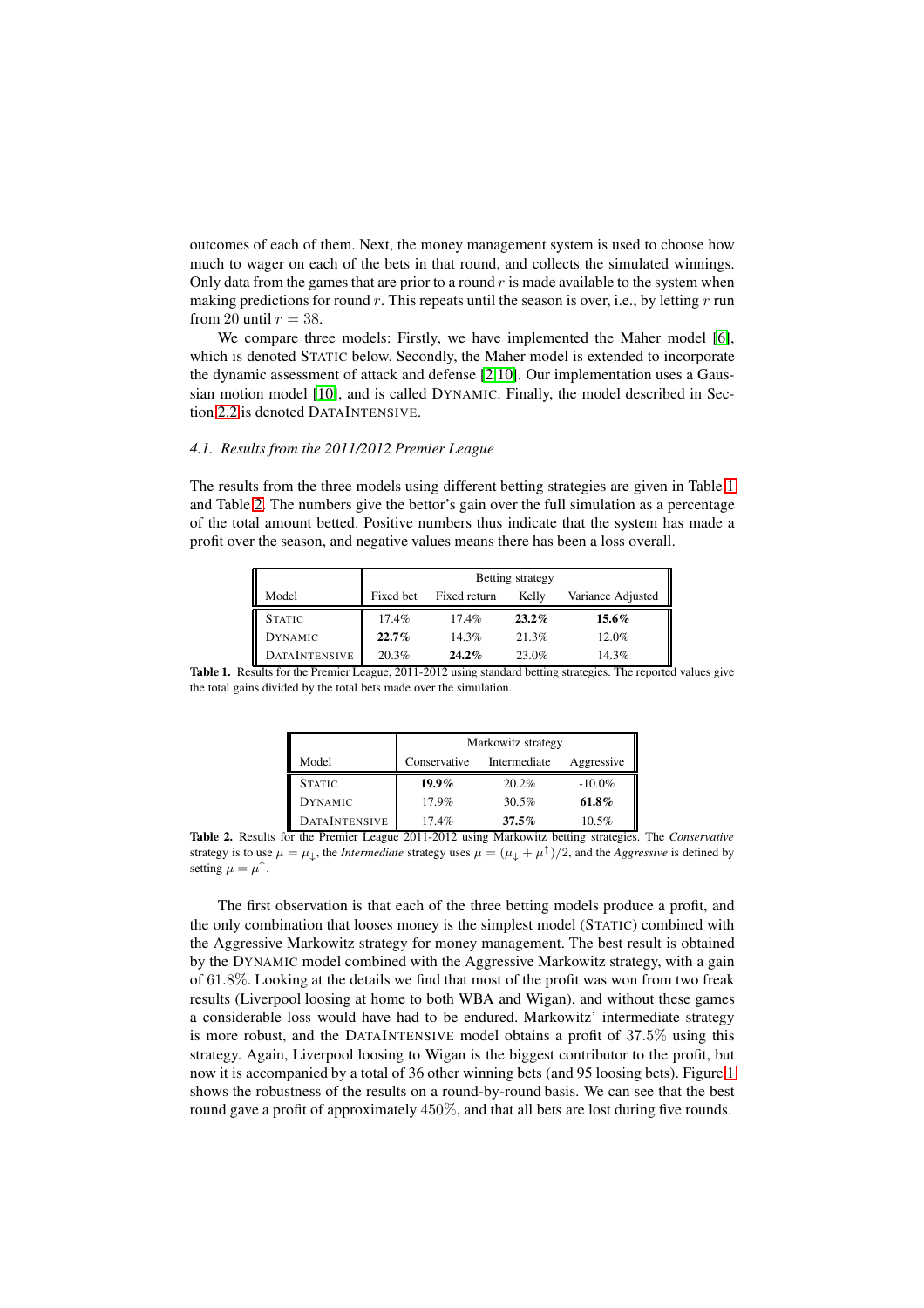outcomes of each of them. Next, the money management system is used to choose how much to wager on each of the bets in that round, and collects the simulated winnings. Only data from the games that are prior to a round $r$ is made available to the system when making predictions for round $r$. This repeats until the season is over, i.e., by letting $r$ run from 20 until $r = 38$.

We compare three models: Firstly, we have implemented the Maher model [6], which is denoted STATIC below. Secondly, the Maher model is extended to incorporate the dynamic assessment of attack and defense [2,10]. Our implementation uses a Gaussian motion model [10], and is called DYNAMIC. Finally, the model described in Section 2.2 is denoted DATAINTENSIVE.

### *4.1. Results from the 2011/2012 Premier League*

The results from the three models using different betting strategies are given in Table 1 and Table 2. The numbers give the bettor's gain over the full simulation as a percentage of the total amount betted. Positive numbers thus indicate that the system has made a profit over the season, and negative values means there has been a loss overall.

| Model | Betting strategy | | | |
|---|---|---|---|---|
| | Fixed bet | Fixed return | Kelly | Variance Adjusted |
| STATIC | 17.4% | 17.4% | **23.2%** | **15.6%** |
| DYNAMIC | **22.7%** | 14.3% | 21.3% | 12.0% |
| DATAINTENSIVE | 20.3% | **24.2%** | 23.0% | 14.3% |

**Table 1.** Results for the Premier League, 2011-2012 using standard betting strategies. The reported values give the total gains divided by the total bets made over the simulation.

| Model | Markowitz strategy | | |
|---|---|---|---|
| | Conservative | Intermediate | Aggressive |
| STATIC | **19.9%** | 20.2% | -10.0% |
| DYNAMIC | 17.9% | 30.5% | **61.8%** |
| DATAINTENSIVE | 17.4% | **37.5%** | 10.5% |

**Table 2.** Results for the Premier League 2011-2012 using Markowitz betting strategies. The *Conservative* strategy is to use $\mu = \mu_{\downarrow}$, the *Intermediate* strategy uses $\mu = (\mu_{\downarrow} + \mu^{\uparrow})/2$, and the *Aggressive* is defined by setting $\mu = \mu^{\uparrow}$.

The first observation is that each of the three betting models produce a profit, and the only combination that looses money is the simplest model (STATIC) combined with the Aggressive Markowitz strategy for money management. The best result is obtained by the DYNAMIC model combined with the Aggressive Markowitz strategy, with a gain of 61.8%. Looking at the details we find that most of the profit was won from two freak results (Liverpool loosing at home to both WBA and Wigan), and without these games a considerable loss would have had to be endured. Markowitz' intermediate strategy is more robust, and the DATAINTENSIVE model obtains a profit of 37.5% using this strategy. Again, Liverpool loosing to Wigan is the biggest contributor to the profit, but now it is accompanied by a total of 36 other winning bets (and 95 loosing bets). Figure 1 shows the robustness of the results on a round-by-round basis. We can see that the best round gave a profit of approximately 450%, and that all bets are lost during five rounds.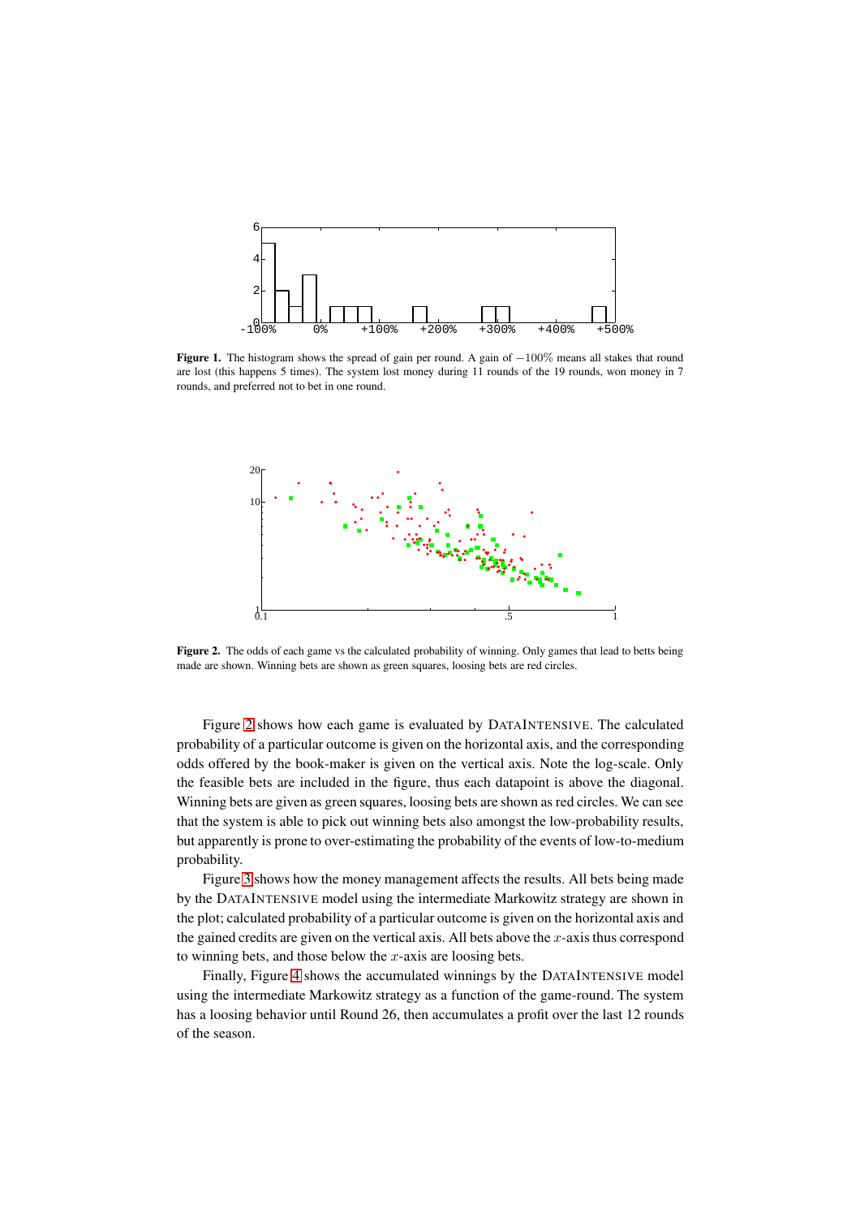**Figure 1.** The histogram shows the spread of gain per round. A gain of $-100\%$ means all stakes that round are lost (this happens 5 times). The system lost money during 11 rounds of the 19 rounds, won money in 7 rounds, and preferred not to bet in one round.

**Figure 2.** The odds of each game vs the calculated probability of winning. Only games that lead to betts being made are shown. Winning bets are shown as green squares, loosing bets are red circles.

Figure 2 shows how each game is evaluated by DATAINTENSIVE. The calculated probability of a particular outcome is given on the horizontal axis, and the corresponding odds offered by the book-maker is given on the vertical axis. Note the log-scale. Only the feasible bets are included in the figure, thus each datapoint is above the diagonal. Winning bets are given as green squares, loosing bets are shown as red circles. We can see that the system is able to pick out winning bets also amongst the low-probability results, but apparently is prone to over-estimating the probability of the events of low-to-medium probability.

Figure 3 shows how the money management affects the results. All bets being made by the DATAINTENSIVE model using the intermediate Markowitz strategy are shown in the plot; calculated probability of a particular outcome is given on the horizontal axis and the gained credits are given on the vertical axis. All bets above the $x$-axis thus correspond to winning bets, and those below the $x$-axis are loosing bets.

Finally, Figure 4 shows the accumulated winnings by the DATAINTENSIVE model using the intermediate Markowitz strategy as a function of the game-round. The system has a loosing behavior until Round 26, then accumulates a profit over the last 12 rounds of the season.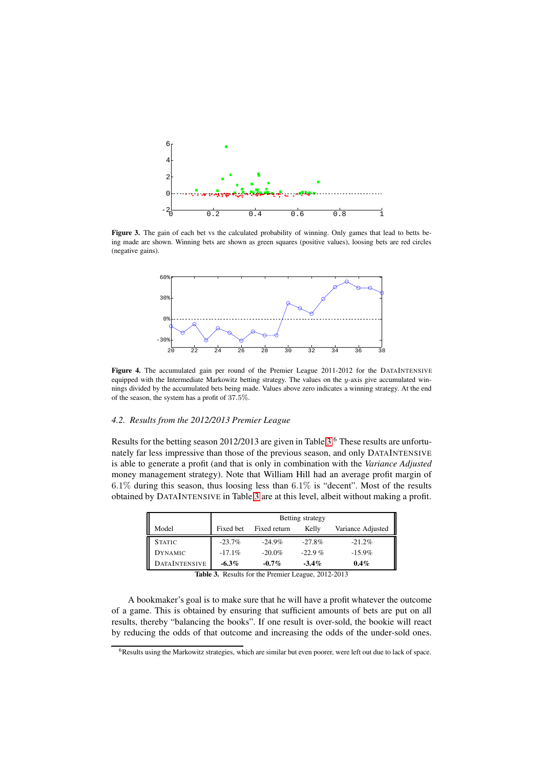**Figure 3.** The gain of each bet vs the calculated probability of winning. Only games that lead to betts being made are shown. Winning bets are shown as green squares (positive values), loosing bets are red circles (negative gains).

**Figure 4.** The accumulated gain per round of the Premier League 2011-2012 for the DATAINTENSIVE equipped with the Intermediate Markowitz betting strategy. The values on the $y$-axis give accumulated winnings divided by the accumulated bets being made. Values above zero indicates a winning strategy. At the end of the season, the system has a profit of $37.5\%$.

### *4.2. Results from the 2012/2013 Premier League*

Results for the betting season 2012/2013 are given in Table 3.[6] These results are unfortunately far less impressive than those of the previous season, and only DATAINTENSIVE is able to generate a profit (and that is only in combination with the *Variance Adjusted* money management strategy). Note that William Hill had an average profit margin of $6.1\%$ during this season, thus loosing less than $6.1\%$ is "decent". Most of the results obtained by DATAINTENSIVE in Table 3 are at this level, albeit without making a profit.

| | Betting strategy | | | |
|---|---|---|---|---|
| Model | Fixed bet | Fixed return | Kelly | Variance Adjusted |
| STATIC | -23.7% | -24.9% | -27.8% | -21.2% |
| DYNAMIC | -17.1% | -20.0% | -22.9 % | -15.9% |
| DATAINTENSIVE | **-6.3%** | **-0.7%** | **-3.4%** | **0.4%** |

**Table 3.** Results for the Premier League, 2012-2013

A bookmaker's goal is to make sure that he will have a profit whatever the outcome of a game. This is obtained by ensuring that sufficient amounts of bets are put on all results, thereby "balancing the books". If one result is over-sold, the bookie will react by reducing the odds of that outcome and increasing the odds of the under-sold ones.

[6] Results using the Markowitz strategies, which are similar but even poorer, were left out due to lack of space.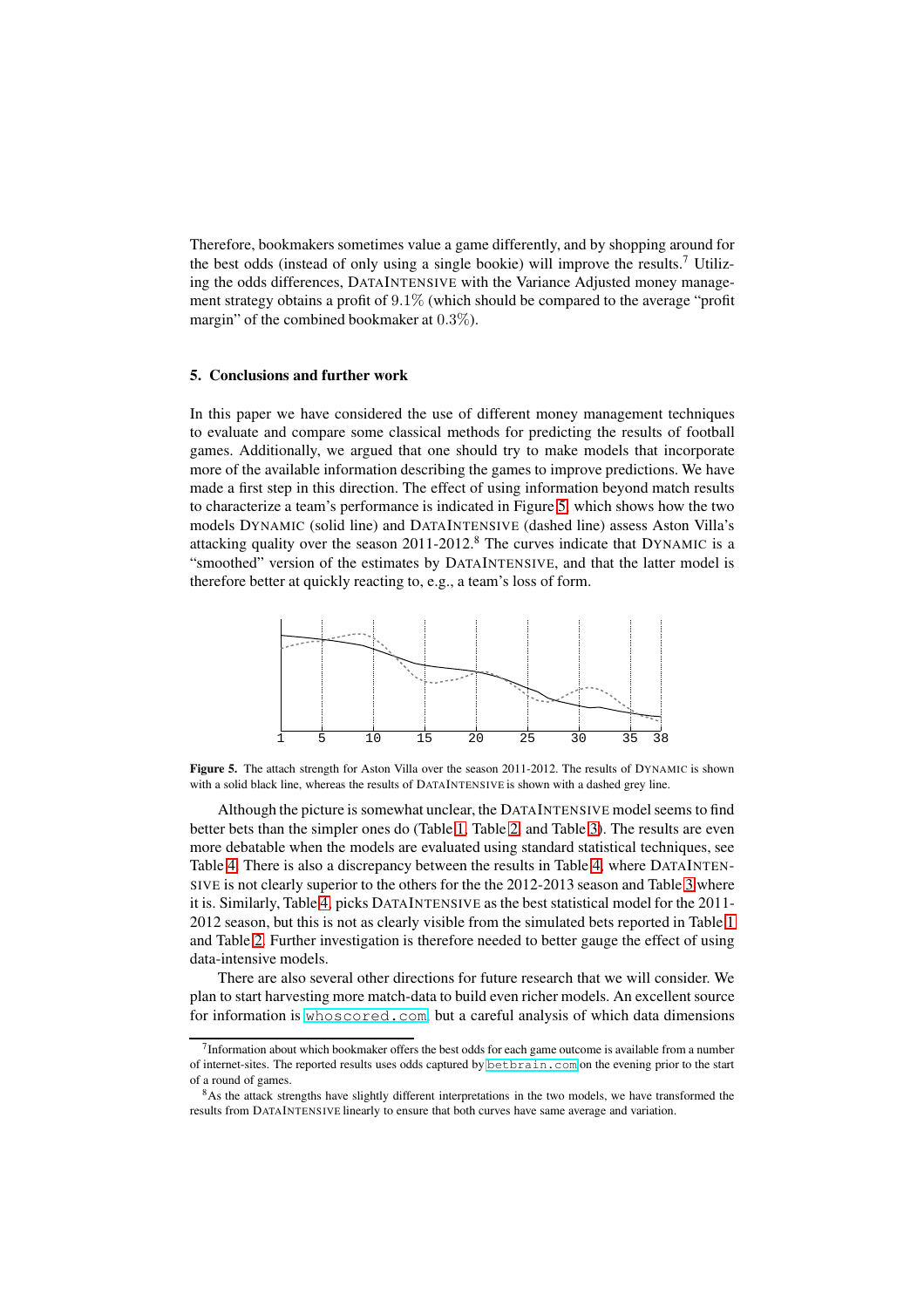Therefore, bookmakers sometimes value a game differently, and by shopping around for the best odds (instead of only using a single bookie) will improve the results.[7] Utilizing the odds differences, DATAINTENSIVE with the Variance Adjusted money management strategy obtains a profit of $9.1\%$ (which should be compared to the average "profit margin" of the combined bookmaker at $0.3\%$).

## 5. Conclusions and further work

In this paper we have considered the use of different money management techniques to evaluate and compare some classical methods for predicting the results of football games. Additionally, we argued that one should try to make models that incorporate more of the available information describing the games to improve predictions. We have made a first step in this direction. The effect of using information beyond match results to characterize a team's performance is indicated in Figure 5, which shows how the two models DYNAMIC (solid line) and DATAINTENSIVE (dashed line) assess Aston Villa's attacking quality over the season 2011-2012.[8] The curves indicate that DYNAMIC is a "smoothed" version of the estimates by DATAINTENSIVE, and that the latter model is therefore better at quickly reacting to, e.g., a team's loss of form.

**Figure 5.** The attach strength for Aston Villa over the season 2011-2012. The results of DYNAMIC is shown with a solid black line, whereas the results of DATAINTENSIVE is shown with a dashed grey line.

Although the picture is somewhat unclear, the DATAINTENSIVE model seems to find better bets than the simpler ones do (Table 1, Table 2, and Table 3). The results are even more debatable when the models are evaluated using standard statistical techniques, see Table 4. There is also a discrepancy between the results in Table 4, where DATAINTENSIVE is not clearly superior to the others for the the 2012-2013 season and Table 3 where it is. Similarly, Table 4, picks DATAINTENSIVE as the best statistical model for the 2011-2012 season, but this is not as clearly visible from the simulated bets reported in Table 1 and Table 2. Further investigation is therefore needed to better gauge the effect of using data-intensive models.

There are also several other directions for future research that we will consider. We plan to start harvesting more match-data to build even richer models. An excellent source for information is whoscored.com, but a careful analysis of which data dimensions

[7] Information about which bookmaker offers the best odds for each game outcome is available from a number of internet-sites. The reported results uses odds captured by betbrain.com on the evening prior to the start of a round of games.

[8] As the attack strengths have slightly different interpretations in the two models, we have transformed the results from DATAINTENSIVE linearly to ensure that both curves have same average and variation.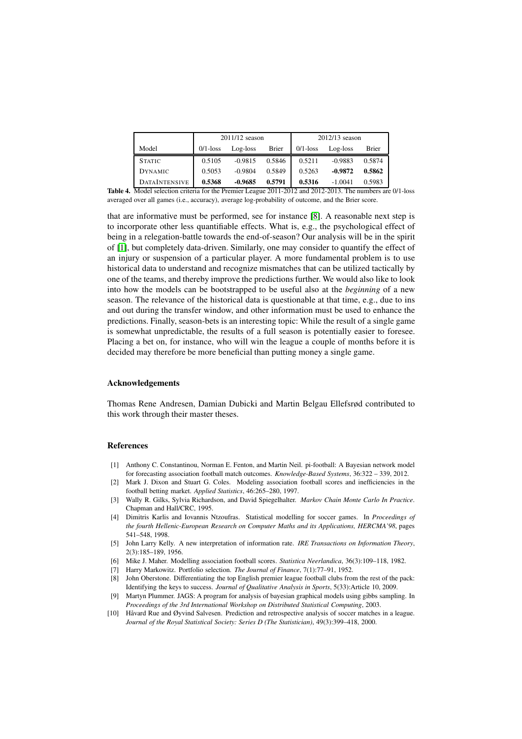| | 2011/12 season | | | 2012/13 season | | |
|---|---|---|---|---|---|---|
| Model | 0/1-loss | Log-loss | Brier | 0/1-loss | Log-loss | Brier |
| STATIC | 0.5105 | -0.9815 | 0.5846 | 0.5211 | -0.9883 | 0.5874 |
| DYNAMIC | 0.5053 | -0.9804 | 0.5849 | 0.5263 | **-0.9872** | **0.5862** |
| DATAINTENSIVE | **0.5368** | **-0.9685** | **0.5791** | **0.5316** | -1.0041 | 0.5983 |

**Table 4.** Model selection criteria for the Premier League 2011-2012 and 2012-2013. The numbers are 0/1-loss averaged over all games (i.e., accuracy), average log-probability of outcome, and the Brier score.

that are informative must be performed, see for instance [8]. A reasonable next step is to incorporate other less quantifiable effects. What is, e.g., the psychological effect of being in a relegation-battle towards the end-of-season? Our analysis will be in the spirit of [1], but completely data-driven. Similarly, one may consider to quantify the effect of an injury or suspension of a particular player. A more fundamental problem is to use historical data to understand and recognize mismatches that can be utilized tactically by one of the teams, and thereby improve the predictions further. We would also like to look into how the models can be bootstrapped to be useful also at the *beginning* of a new season. The relevance of the historical data is questionable at that time, e.g., due to ins and out during the transfer window, and other information must be used to enhance the predictions. Finally, season-bets is an interesting topic: While the result of a single game is somewhat unpredictable, the results of a full season is potentially easier to foresee. Placing a bet on, for instance, who will win the league a couple of months before it is decided may therefore be more beneficial than putting money a single game.

### Acknowledgements

Thomas Rene Andresen, Damian Dubicki and Martin Belgau Ellefsrød contributed to this work through their master theses.

### References

[1] Anthony C. Constantinou, Norman E. Fenton, and Martin Neil. pi-football: A Bayesian network model for forecasting association football match outcomes. *Knowledge-Based Systems*, 36:322 – 339, 2012.

[2] Mark J. Dixon and Stuart G. Coles. Modeling association football scores and inefficiencies in the football betting market. *Applied Statistics*, 46:265–280, 1997.

[3] Wally R. Gilks, Sylvia Richardson, and David Spiegelhalter. *Markov Chain Monte Carlo In Practice*. Chapman and Hall/CRC, 1995.

[4] Dimitris Karlis and Iovannis Ntzoufras. Statistical modelling for soccer games. In *Proceedings of the fourth Hellenic-European Research on Computer Maths and its Applications, HERCMA'98*, pages 541–548, 1998.

[5] John Larry Kelly. A new interpretation of information rate. *IRE Transactions on Information Theory*, 2(3):185–189, 1956.

[6] Mike J. Maher. Modelling association football scores. *Statistica Neerlandica*, 36(3):109–118, 1982.

[7] Harry Markowitz. Portfolio selection. *The Journal of Finance*, 7(1):77–91, 1952.

[8] John Oberstone. Differentiating the top English premier league football clubs from the rest of the pack: Identifying the keys to success. *Journal of Qualitative Analysis in Sports*, 5(33):Article 10, 2009.

[9] Martyn Plummer. JAGS: A program for analysis of bayesian graphical models using gibbs sampling. In *Proceedings of the 3rd International Workshop on Distributed Statistical Computing*, 2003.

[10] Håvard Rue and Øyvind Salvesen. Prediction and retrospective analysis of soccer matches in a league. *Journal of the Royal Statistical Society: Series D (The Statistician)*, 49(3):399–418, 2000.